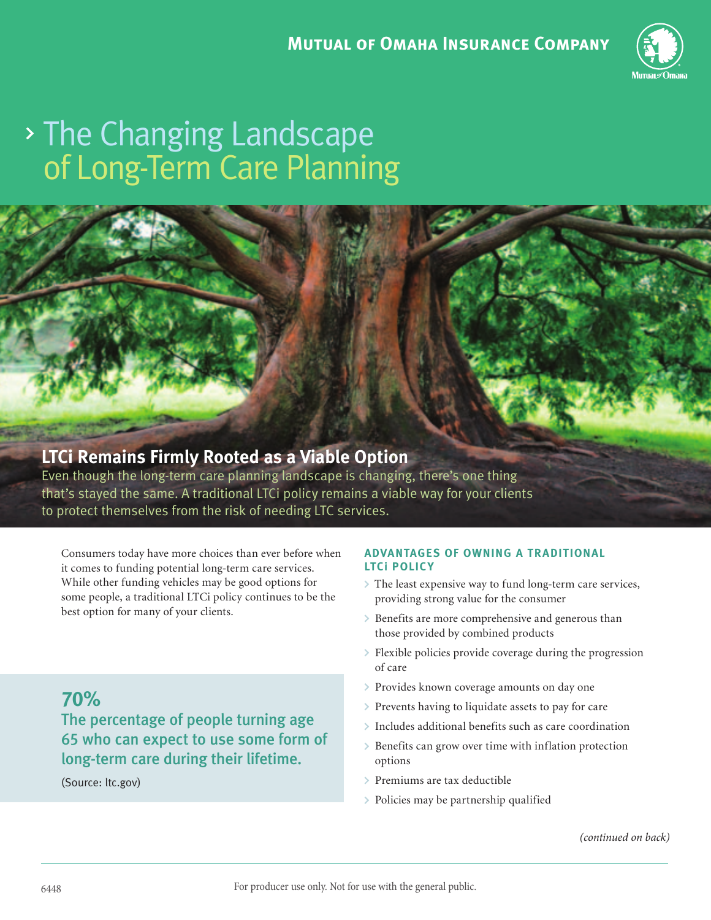Mutual of Omaha Insurance Company

# The Changing Landscape of Long-Term Care Planning

## LTCi Remains Firmly Rooted as a Viable Option

Even though the long-term care planning landscape is changing, there's one thing that's stayed the same. A traditional LTCi policy remains a viable way for your clients to protect themselves from the risk of needing LTC services.

Consumers today have more choices than ever before when it comes to funding potential long-term care services. While other funding vehicles may be good options for some people, a traditional LTCi policy continues to be the best option for many of your clients.

**70%**

**The percentage of people turning age 65 who can expect to use some form of long-term care during their lifetime.**

(Source: ltc.gov)

### ADVANTAGES OF OWNING A TRADITIONAL LTCi POLICY

- The least expensive way to fund long-term care services, providing strong value for the consumer
- Benefits are more comprehensive and generous than those provided by combined products
- Flexible policies provide coverage during the progression of care
- Provides known coverage amounts on day one
- Prevents having to liquidate assets to pay for care
- Includes additional benefits such as care coordination
- Benefits can grow over time with inflation protection options
- Premiums are tax deductible
- Policies may be partnership qualified

*(continued on back)*

6448 For producer use only. Not for use with the general public.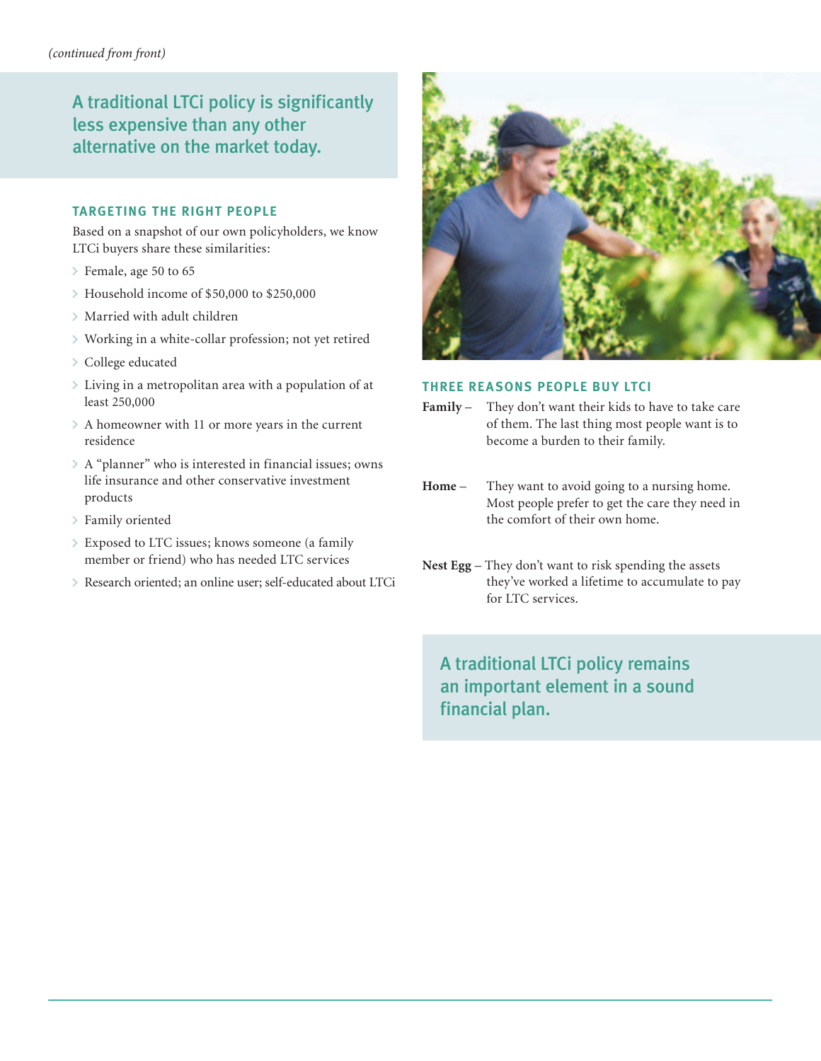*(continued from front)*

## A traditional LTCi policy is significantly less expensive than any other alternative on the market today.

### TARGETING THE RIGHT PEOPLE

Based on a snapshot of our own policyholders, we know LTCi buyers share these similarities:

- Female, age 50 to 65
- Household income of $50,000 to $250,000
- Married with adult children
- Working in a white-collar profession; not yet retired
- College educated
- Living in a metropolitan area with a population of at least 250,000
- A homeowner with 11 or more years in the current residence
- A "planner" who is interested in financial issues; owns life insurance and other conservative investment products
- Family oriented
- Exposed to LTC issues; knows someone (a family member or friend) who has needed LTC services
- Research oriented; an online user; self-educated about LTCi

### THREE REASONS PEOPLE BUY LTCI

**Family** – They don't want their kids to have to take care of them. The last thing most people want is to become a burden to their family.

**Home** – They want to avoid going to a nursing home. Most people prefer to get the care they need in the comfort of their own home.

**Nest Egg** – They don't want to risk spending the assets they've worked a lifetime to accumulate to pay for LTC services.

## A traditional LTCi policy remains an important element in a sound financial plan.